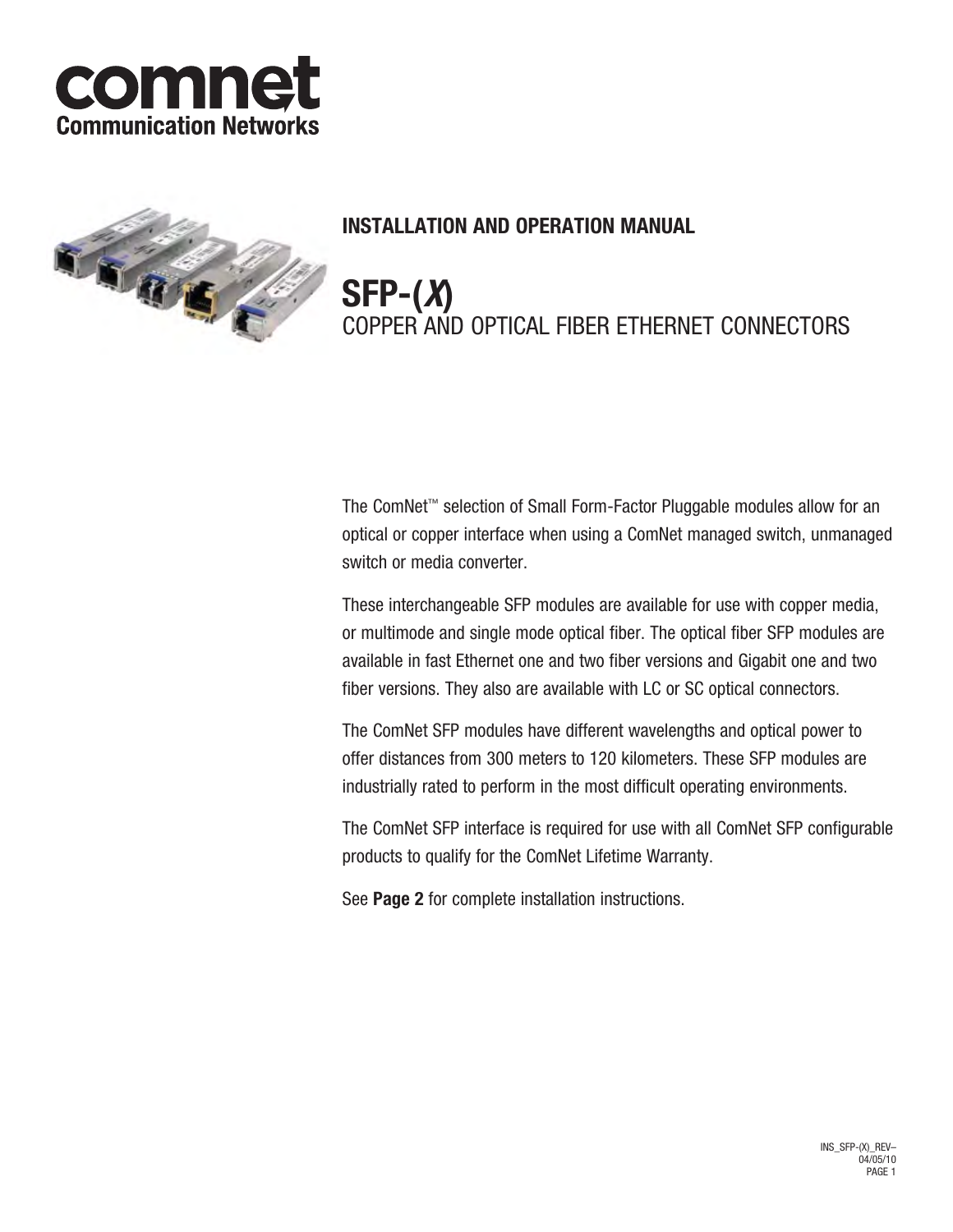comnet
Communication Networks

**INSTALLATION AND OPERATION MANUAL**

# SFP-(*X*)

## COPPER AND OPTICAL FIBER ETHERNET CONNECTORS

The ComNet™ selection of Small Form-Factor Pluggable modules allow for an optical or copper interface when using a ComNet managed switch, unmanaged switch or media converter.

These interchangeable SFP modules are available for use with copper media, or multimode and single mode optical fiber. The optical fiber SFP modules are available in fast Ethernet one and two fiber versions and Gigabit one and two fiber versions. They also are available with LC or SC optical connectors.

The ComNet SFP modules have different wavelengths and optical power to offer distances from 300 meters to 120 kilometers. These SFP modules are industrially rated to perform in the most difficult operating environments.

The ComNet SFP interface is required for use with all ComNet SFP configurable products to qualify for the ComNet Lifetime Warranty.

See **Page 2** for complete installation instructions.

INS_SFP-(X)_REV–
04/05/10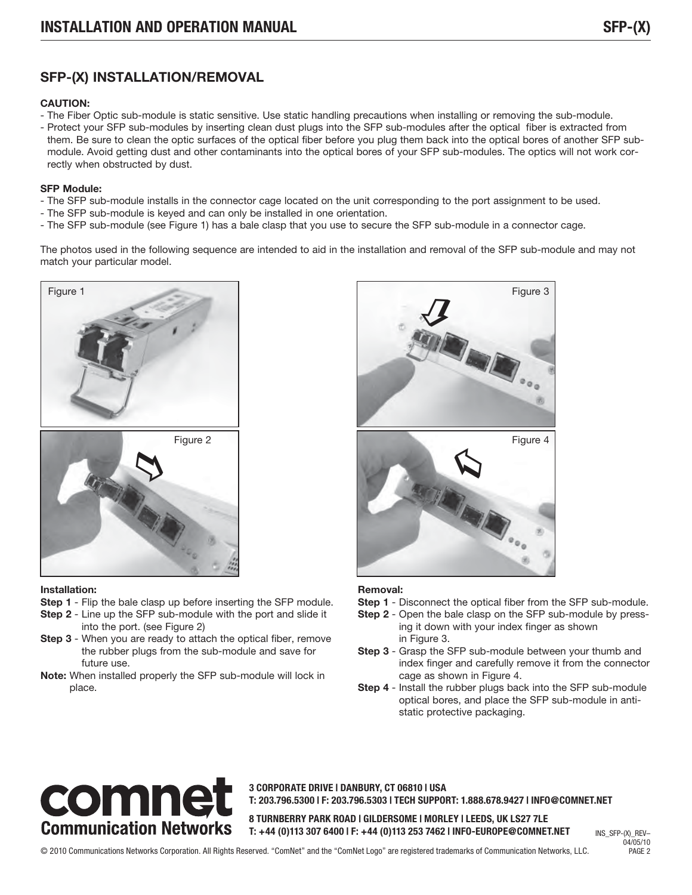## SFP-(X) INSTALLATION/REMOVAL

**CAUTION:**

- The Fiber Optic sub-module is static sensitive. Use static handling precautions when installing or removing the sub-module.
- Protect your SFP sub-modules by inserting clean dust plugs into the SFP sub-modules after the optical fiber is extracted from them. Be sure to clean the optic surfaces of the optical fiber before you plug them back into the optical bores of another SFP sub-module. Avoid getting dust and other contaminants into the optical bores of your SFP sub-modules. The optics will not work correctly when obstructed by dust.

**SFP Module:**

- The SFP sub-module installs in the connector cage located on the unit corresponding to the port assignment to be used.
- The SFP sub-module is keyed and can only be installed in one orientation.
- The SFP sub-module (see Figure 1) has a bale clasp that you use to secure the SFP sub-module in a connector cage.

The photos used in the following sequence are intended to aid in the installation and removal of the SFP sub-module and may not match your particular model.

Figure 1

Figure 2

Figure 3

Figure 4

**Installation:**

**Step 1** - Flip the bale clasp up before inserting the SFP module.

**Step 2** - Line up the SFP sub-module with the port and slide it into the port. (see Figure 2)

**Step 3** - When you are ready to attach the optical fiber, remove the rubber plugs from the sub-module and save for future use.

**Note:** When installed properly the SFP sub-module will lock in place.

**Removal:**

**Step 1** - Disconnect the optical fiber from the SFP sub-module.

**Step 2** - Open the bale clasp on the SFP sub-module by pressing it down with your index finger as shown in Figure 3.

**Step 3** - Grasp the SFP sub-module between your thumb and index finger and carefully remove it from the connector cage as shown in Figure 4.

**Step 4** - Install the rubber plugs back into the SFP sub-module optical bores, and place the SFP sub-module in anti-static protective packaging.

**comnet** Communication Networks

**3 CORPORATE DRIVE | DANBURY, CT 06810 | USA**
**T: 203.796.5300 | F: 203.796.5303 | TECH SUPPORT: 1.888.678.9427 | INFO@COMNET.NET**

**8 TURNBERRY PARK ROAD | GILDERSOME | MORLEY | LEEDS, UK LS27 7LE**
**T: +44 (0)113 307 6400 | F: +44 (0)113 253 7462 | INFO-EUROPE@COMNET.NET**

INS_SFP-(X)_REV– 04/05/10

© 2010 Communications Networks Corporation. All Rights Reserved. “ComNet” and the “ComNet Logo” are registered trademarks of Communication Networks, LLC.